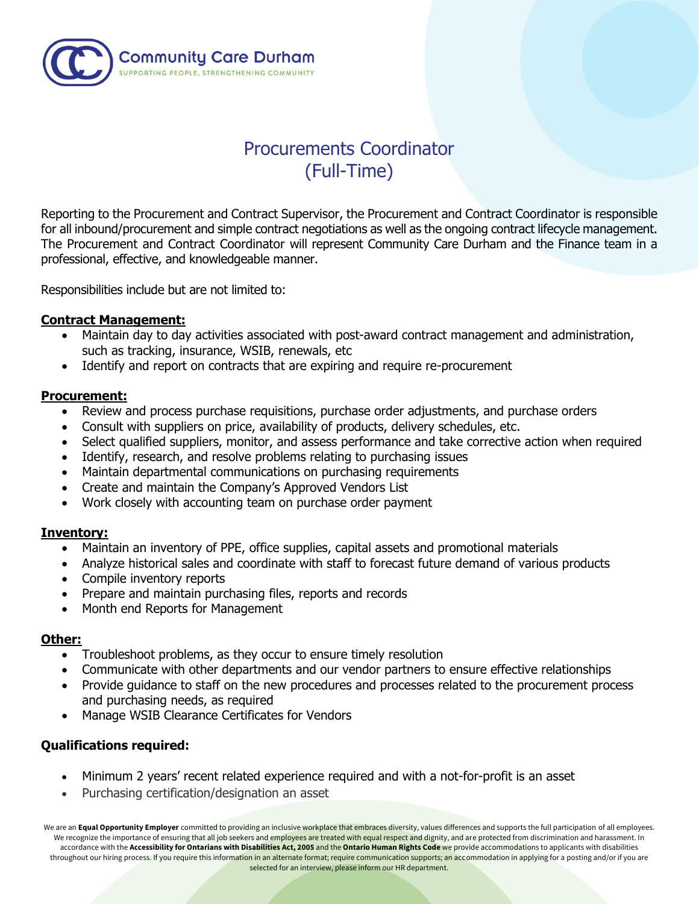Community Care Durham
SUPPORTING PEOPLE, STRENGTHENING COMMUNITY

# Procurements Coordinator
# (Full-Time)

Reporting to the Procurement and Contract Supervisor, the Procurement and Contract Coordinator is responsible for all inbound/procurement and simple contract negotiations as well as the ongoing contract lifecycle management. The Procurement and Contract Coordinator will represent Community Care Durham and the Finance team in a professional, effective, and knowledgeable manner.

Responsibilities include but are not limited to:

**Contract Management:**

- Maintain day to day activities associated with post-award contract management and administration, such as tracking, insurance, WSIB, renewals, etc
- Identify and report on contracts that are expiring and require re-procurement

**Procurement:**

- Review and process purchase requisitions, purchase order adjustments, and purchase orders
- Consult with suppliers on price, availability of products, delivery schedules, etc.
- Select qualified suppliers, monitor, and assess performance and take corrective action when required
- Identify, research, and resolve problems relating to purchasing issues
- Maintain departmental communications on purchasing requirements
- Create and maintain the Company's Approved Vendors List
- Work closely with accounting team on purchase order payment

**Inventory:**

- Maintain an inventory of PPE, office supplies, capital assets and promotional materials
- Analyze historical sales and coordinate with staff to forecast future demand of various products
- Compile inventory reports
- Prepare and maintain purchasing files, reports and records
- Month end Reports for Management

**Other:**

- Troubleshoot problems, as they occur to ensure timely resolution
- Communicate with other departments and our vendor partners to ensure effective relationships
- Provide guidance to staff on the new procedures and processes related to the procurement process and purchasing needs, as required
- Manage WSIB Clearance Certificates for Vendors

**Qualifications required:**

- Minimum 2 years' recent related experience required and with a not-for-profit is an asset
- Purchasing certification/designation an asset

We are an **Equal Opportunity Employer** committed to providing an inclusive workplace that embraces diversity, values differences and supports the full participation of all employees. We recognize the importance of ensuring that all job seekers and employees are treated with equal respect and dignity, and are protected from discrimination and harassment. In accordance with the **Accessibility for Ontarians with Disabilities Act, 2005** and the **Ontario Human Rights Code** we provide accommodations to applicants with disabilities throughout our hiring process. If you require this information in an alternate format; require communication supports; an accommodation in applying for a posting and/or if you are selected for an interview, please inform our HR department.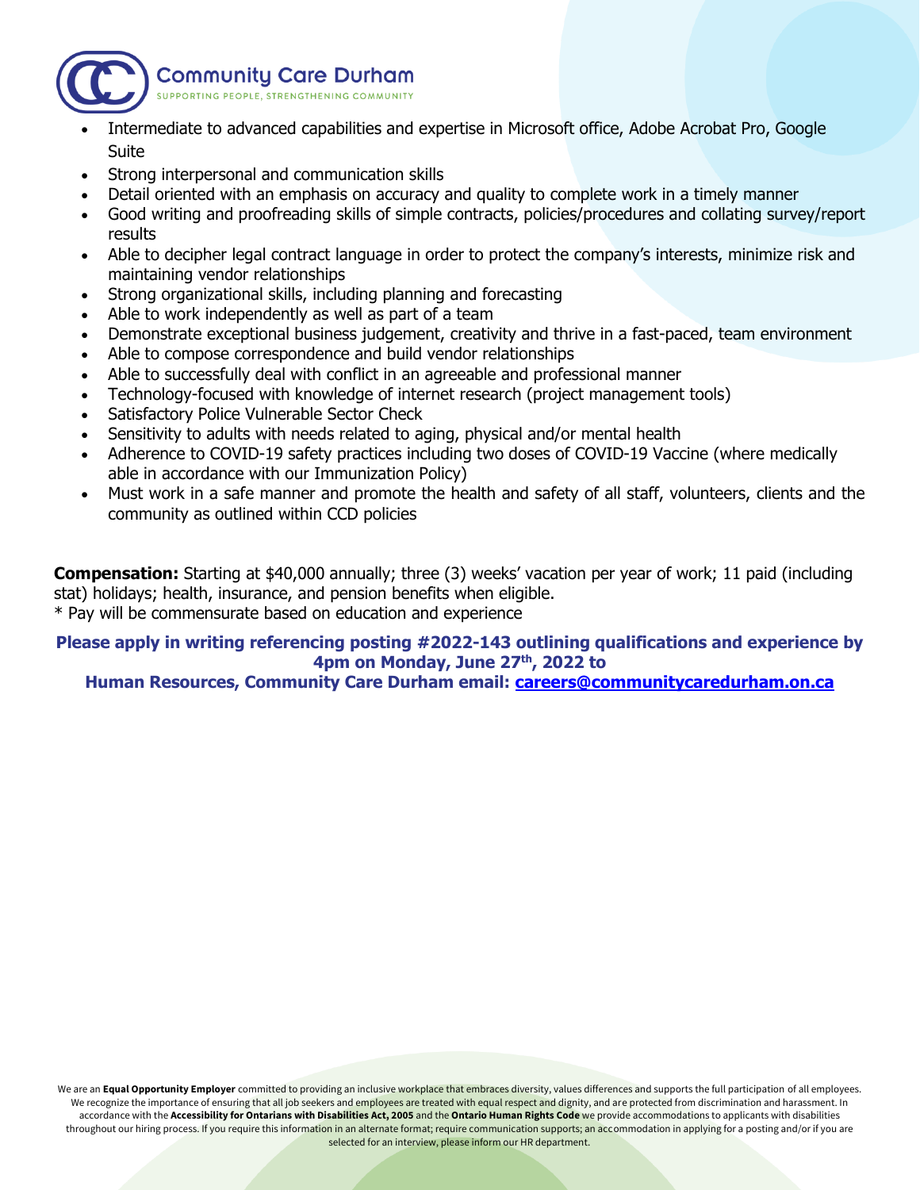- Intermediate to advanced capabilities and expertise in Microsoft office, Adobe Acrobat Pro, Google Suite
- Strong interpersonal and communication skills
- Detail oriented with an emphasis on accuracy and quality to complete work in a timely manner
- Good writing and proofreading skills of simple contracts, policies/procedures and collating survey/report results
- Able to decipher legal contract language in order to protect the company's interests, minimize risk and maintaining vendor relationships
- Strong organizational skills, including planning and forecasting
- Able to work independently as well as part of a team
- Demonstrate exceptional business judgement, creativity and thrive in a fast-paced, team environment
- Able to compose correspondence and build vendor relationships
- Able to successfully deal with conflict in an agreeable and professional manner
- Technology-focused with knowledge of internet research (project management tools)
- Satisfactory Police Vulnerable Sector Check
- Sensitivity to adults with needs related to aging, physical and/or mental health
- Adherence to COVID-19 safety practices including two doses of COVID-19 Vaccine (where medically able in accordance with our Immunization Policy)
- Must work in a safe manner and promote the health and safety of all staff, volunteers, clients and the community as outlined within CCD policies

**Compensation:** Starting at $40,000 annually; three (3) weeks' vacation per year of work; 11 paid (including stat) holidays; health, insurance, and pension benefits when eligible.
* Pay will be commensurate based on education and experience

**Please apply in writing referencing posting #2022-143 outlining qualifications and experience by 4pm on Monday, June 27th, 2022 to**
**Human Resources, Community Care Durham email: careers@communitycaredurham.on.ca**

We are an **Equal Opportunity Employer** committed to providing an inclusive workplace that embraces diversity, values differences and supports the full participation of all employees. We recognize the importance of ensuring that all job seekers and employees are treated with equal respect and dignity, and are protected from discrimination and harassment. In accordance with the **Accessibility for Ontarians with Disabilities Act, 2005** and the **Ontario Human Rights Code** we provide accommodations to applicants with disabilities throughout our hiring process. If you require this information in an alternate format; require communication supports; an accommodation in applying for a posting and/or if you are selected for an interview, please inform our HR department.